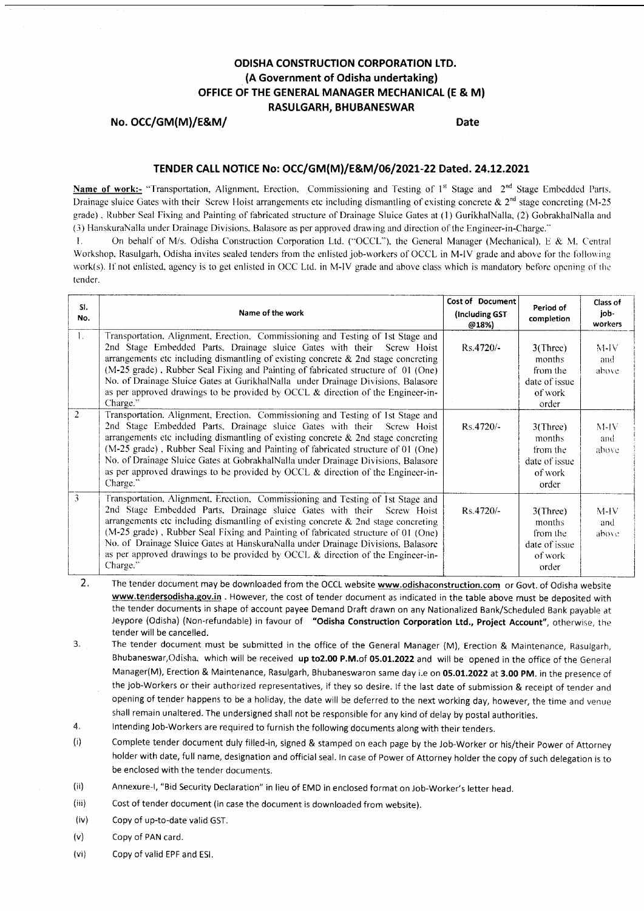# ODISHA CONSTRUCTION CORPORATION LTD.
## (A Government of Odisha undertaking)
## OFFICE OF THE GENERAL MANAGER MECHANICAL (E & M)
## RASULGARH, BHUBANESWAR

**No. OCC/GM(M)/E&M/** **Date**

## TENDER CALL NOTICE No: OCC/GM(M)/E&M/06/2021-22 Dated. 24.12.2021

**Name of work:-** "Transportation, Alignment, Erection, Commissioning and Testing of 1st Stage and 2nd Stage Embedded Parts. Drainage sluice Gates with their Screw Hoist arrangements etc including dismantling of existing concrete & 2nd stage concreting (M-25 grade) , Rubber Seal Fixing and Painting of fabricated structure of Drainage Sluice Gates at (1) GurikhalNalla, (2) GobrakhalNalla and (3) HanskuraNalla under Drainage Divisions, Balasore as per approved drawing and direction of the Engineer-in-Charge."

1. On behalf of M/s. Odisha Construction Corporation Ltd. ("OCCL"), the General Manager (Mechanical), E & M, Central Workshop, Rasulgarh, Odisha invites sealed tenders from the enlisted job-workers of OCCL in M-IV grade and above for the following work(s). If not enlisted, agency is to get enlisted in OCC Ltd. in M-IV grade and above class which is mandatory before opening of the tender.

| Sl. No. | Name of the work | Cost of Document (Including GST @18%) | Period of completion | Class of job-workers |
|---|---|---|---|---|
| 1. | Transportation, Alignment, Erection, Commissioning and Testing of 1st Stage and 2nd Stage Embedded Parts, Drainage sluice Gates with their Screw Hoist arrangements etc including dismantling of existing concrete & 2nd stage concreting (M-25 grade) , Rubber Seal Fixing and Painting of fabricated structure of 01 (One) No. of Drainage Sluice Gates at GurikhalNalla under Drainage Divisions, Balasore as per approved drawings to be provided by OCCL & direction of the Engineer-in-Charge." | Rs.4720/- | 3(Three) months from the date of issue of work order | M-IV and above |
| 2 | Transportation, Alignment, Erection, Commissioning and Testing of 1st Stage and 2nd Stage Embedded Parts, Drainage sluice Gates with their Screw Hoist arrangements etc including dismantling of existing concrete & 2nd stage concreting (M-25 grade) , Rubber Seal Fixing and Painting of fabricated structure of 01 (One) No. of Drainage Sluice Gates at GobrakhalNalla under Drainage Divisions, Balasore as per approved drawings to be provided by OCCL & direction of the Engineer-in-Charge." | Rs.4720/- | 3(Three) months from the date of issue of work order | M-IV and above |
| 3 | Transportation, Alignment, Erection, Commissioning and Testing of 1st Stage and 2nd Stage Embedded Parts, Drainage sluice Gates with their Screw Hoist arrangements etc including dismantling of existing concrete & 2nd stage concreting (M-25 grade) , Rubber Seal Fixing and Painting of fabricated structure of 01 (One) No. of Drainage Sluice Gates at HanskuraNalla under Drainage Divisions, Balasore as per approved drawings to be provided by OCCL & direction of the Engineer-in-Charge." | Rs.4720/- | 3(Three) months from the date of issue of work order | M-IV and above |

2. The tender document may be downloaded from the OCCL website **www.odishaconstruction.com** or Govt. of Odisha website **www.tendersodisha.gov.in** . However, the cost of tender document as indicated in the table above must be deposited with the tender documents in shape of account payee Demand Draft drawn on any Nationalized Bank/Scheduled Bank payable at Jeypore (Odisha) (Non-refundable) in favour of **"Odisha Construction Corporation Ltd., Project Account"**, otherwise, the tender will be cancelled.

3. The tender document must be submitted in the office of the General Manager (M), Erection & Maintenance, Rasulgarh, Bhubaneswar,Odisha, which will be received **up to2.00 P.M.of 05.01.2022** and will be opened in the office of the General Manager(M), Erection & Maintenance, Rasulgarh, Bhubaneswaron same day i.e on **05.01.2022** at **3.00 PM**. in the presence of the job-Workers or their authorized representatives, if they so desire. If the last date of submission & receipt of tender and opening of tender happens to be a holiday, the date will be deferred to the next working day, however, the time and venue shall remain unaltered. The undersigned shall not be responsible for any kind of delay by postal authorities.

4. Intending Job-Workers are required to furnish the following documents along with their tenders.

(i) Complete tender document duly filled-in, signed & stamped on each page by the Job-Worker or his/their Power of Attorney holder with date, full name, designation and official seal. In case of Power of Attorney holder the copy of such delegation is to be enclosed with the tender documents.

(ii) Annexure-I, "Bid Security Declaration" in lieu of EMD in enclosed format on Job-Worker's letter head.

(iii) Cost of tender document (in case the document is downloaded from website).

(iv) Copy of up-to-date valid GST.

(v) Copy of PAN card.

(vi) Copy of valid EPF and ESI.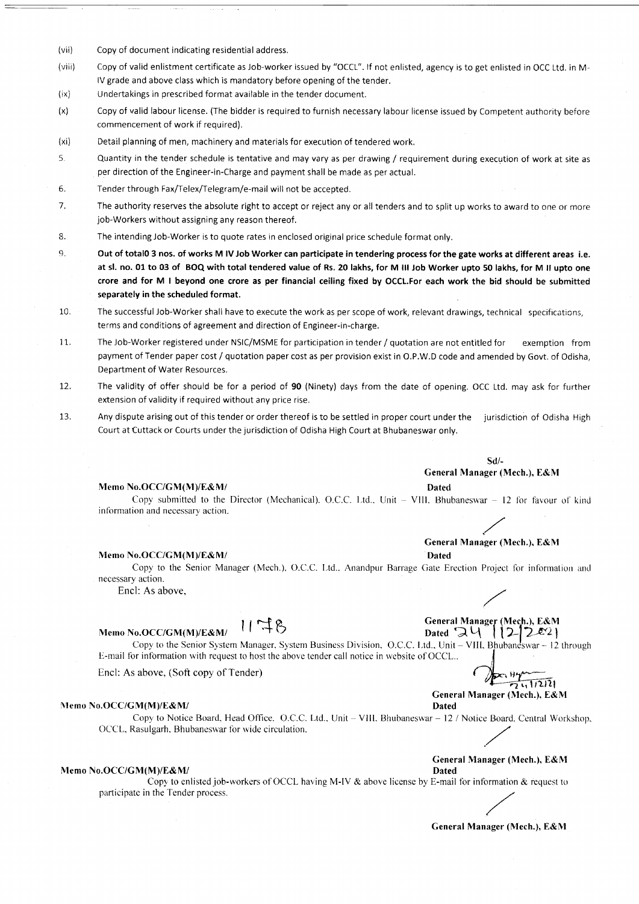(vii) Copy of document indicating residential address.

(viii) Copy of valid enlistment certificate as Job-worker issued by "OCCL". If not enlisted, agency is to get enlisted in OCC Ltd. in M-IV grade and above class which is mandatory before opening of the tender.

(ix) Undertakings in prescribed format available in the tender document.

(x) Copy of valid labour license. (The bidder is required to furnish necessary labour license issued by Competent authority before commencement of work if required).

(xi) Detail planning of men, machinery and materials for execution of tendered work.

5. Quantity in the tender schedule is tentative and may vary as per drawing / requirement during execution of work at site as per direction of the Engineer-in-Charge and payment shall be made as per actual.

6. Tender through Fax/Telex/Telegram/e-mail will not be accepted.

7. The authority reserves the absolute right to accept or reject any or all tenders and to split up works to award to one or more job-Workers without assigning any reason thereof.

8. The intending Job-Worker is to quote rates in enclosed original price schedule format only.

9. **Out of total0 3 nos. of works M IV Job Worker can participate in tendering process for the gate works at different areas i.e. at sl. no. 01 to 03 of BOQ with total tendered value of Rs. 20 lakhs, for M III Job Worker upto 50 lakhs, for M II upto one crore and for M I beyond one crore as per financial ceiling fixed by OCCL.For each work the bid should be submitted separately in the scheduled format.**

10. The successful Job-Worker shall have to execute the work as per scope of work, relevant drawings, technical specifications, terms and conditions of agreement and direction of Engineer-in-charge.

11. The Job-Worker registered under NSIC/MSME for participation in tender / quotation are not entitled for exemption from payment of Tender paper cost / quotation paper cost as per provision exist in O.P.W.D code and amended by Govt. of Odisha, Department of Water Resources.

12. The validity of offer should be for a period of **90** (Ninety) days from the date of opening. OCC Ltd. may ask for further extension of validity if required without any price rise.

13. Any dispute arising out of this tender or order thereof is to be settled in proper court under the jurisdiction of Odisha High Court at Cuttack or Courts under the jurisdiction of Odisha High Court at Bhubaneswar only.

**Sd/-**
**General Manager (Mech.), E&M**

**Memo No.OCC/GM(M)/E&M/** **Dated**

Copy submitted to the Director (Mechanical). O.C.C. Ltd., Unit – VIII. Bhubaneswar – 12 for favour of kind information and necessary action.

**General Manager (Mech.), E&M**

**Memo No.OCC/GM(M)/E&M/** **Dated**

Copy to the Senior Manager (Mech.), O.C.C. Ltd., Anandpur Barrage Gate Erection Project for information and necessary action.

Encl: As above,

**General Manager (Mech.), E&M**

**Memo No.OCC/GM(M)/E&M/** 1178 **Dated** 24/12/2021

Copy to the Senior System Manager, System Business Division, O.C.C. Ltd., Unit – VIII, Bhubaneswar – 12 through E-mail for information with request to host the above tender call notice in website of OCCL..

Encl: As above, (Soft copy of Tender)

24/12/21

**General Manager (Mech.), E&M**

**Memo No.OCC/GM(M)/E&M/** **Dated**

Copy to Notice Board, Head Office, O.C.C. Ltd., Unit – VIII, Bhubaneswar – 12 / Notice Board, Central Workshop, OCCL, Rasulgarh, Bhubaneswar for wide circulation.

**General Manager (Mech.), E&M**

**Memo No.OCC/GM(M)/E&M/** **Dated**

Copy to enlisted job-workers of OCCL having M-IV & above license by E-mail for information & request to participate in the Tender process.

**General Manager (Mech.), E&M**